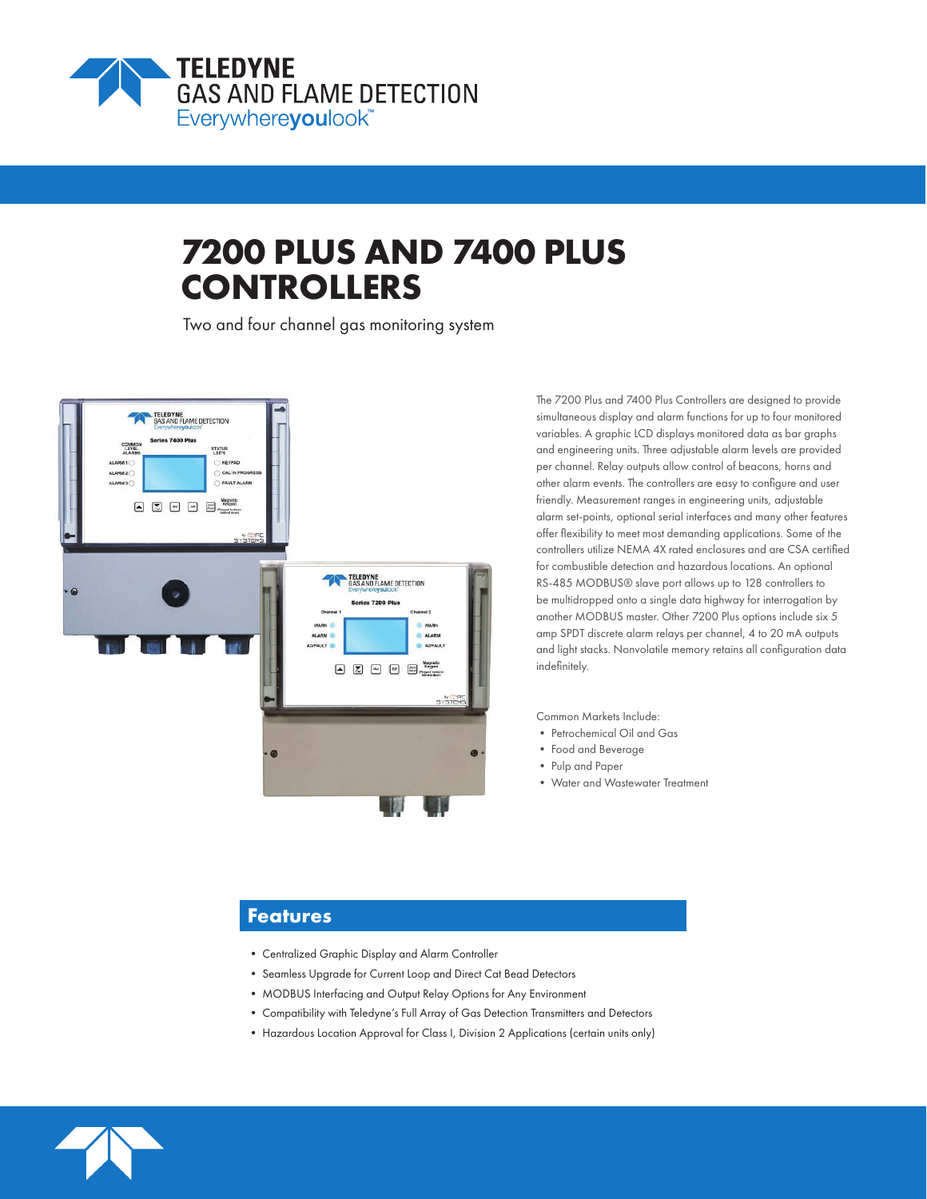# 7200 PLUS AND 7400 PLUS CONTROLLERS

Two and four channel gas monitoring system

The 7200 Plus and 7400 Plus Controllers are designed to provide simultaneous display and alarm functions for up to four monitored variables. A graphic LCD displays monitored data as bar graphs and engineering units. Three adjustable alarm levels are provided per channel. Relay outputs allow control of beacons, horns and other alarm events. The controllers are easy to configure and user friendly. Measurement ranges in engineering units, adjustable alarm set-points, optional serial interfaces and many other features offer flexibility to meet most demanding applications. Some of the controllers utilize NEMA 4X rated enclosures and are CSA certified for combustible detection and hazardous locations. An optional RS-485 MODBUS® slave port allows up to 128 controllers to be multidropped onto a single data highway for interrogation by another MODBUS master. Other 7200 Plus options include six 5 amp SPDT discrete alarm relays per channel, 4 to 20 mA outputs and light stacks. Nonvolatile memory retains all configuration data indefinitely.

Common Markets Include:

- Petrochemical Oil and Gas
- Food and Beverage
- Pulp and Paper
- Water and Wastewater Treatment

## Features

- Centralized Graphic Display and Alarm Controller
- Seamless Upgrade for Current Loop and Direct Cat Bead Detectors
- MODBUS Interfacing and Output Relay Options for Any Environment
- Compatibility with Teledyne's Full Array of Gas Detection Transmitters and Detectors
- Hazardous Location Approval for Class I, Division 2 Applications (certain units only)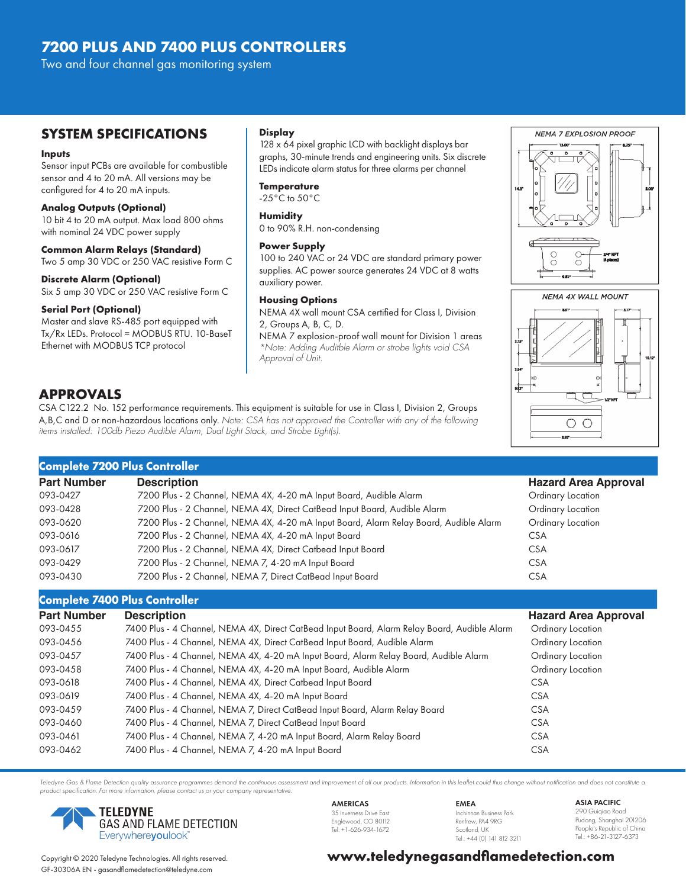# 7200 PLUS AND 7400 PLUS CONTROLLERS

Two and four channel gas monitoring system

## SYSTEM SPECIFICATIONS

### Inputs

Sensor input PCBs are available for combustible sensor and 4 to 20 mA. All versions may be configured for 4 to 20 mA inputs.

### Analog Outputs (Optional)

10 bit 4 to 20 mA output. Max load 800 ohms with nominal 24 VDC power supply

### Common Alarm Relays (Standard)

Two 5 amp 30 VDC or 250 VAC resistive Form C

### Discrete Alarm (Optional)

Six 5 amp 30 VDC or 250 VAC resistive Form C

### Serial Port (Optional)

Master and slave RS-485 port equipped with Tx/Rx LEDs. Protocol = MODBUS RTU. 10-BaseT Ethernet with MODBUS TCP protocol

### Display

128 x 64 pixel graphic LCD with backlight displays bar graphs, 30-minute trends and engineering units. Six discrete LEDs indicate alarm status for three alarms per channel

### Temperature

-25°C to 50°C

### Humidity

0 to 90% R.H. non-condensing

### Power Supply

100 to 240 VAC or 24 VDC are standard primary power supplies. AC power source generates 24 VDC at 8 watts auxiliary power.

### Housing Options

NEMA 4X wall mount CSA certified for Class I, Division 2, Groups A, B, C, D.

NEMA 7 explosion-proof wall mount for Division 1 areas

*\*Note: Adding Auditble Alarm or strobe lights void CSA Approval of Unit.*

NEMA 7 EXPLOSION PROOF

13.00"
6.25"
14.3"
8.00"
3/4" NPT (4 places)
9.87"

NEMA 4X WALL MOUNT

8.01"
5.17"
5.75"
10.12"
3.94"
0.82"
1/2" NPT
2.92"

## APPROVALS

CSA C122.2 No. 152 performance requirements. This equipment is suitable for use in Class I, Division 2, Groups A,B,C and D or non-hazardous locations only. *Note: CSA has not approved the Controller with any of the following items installed: 100db Piezo Audible Alarm, Dual Light Stack, and Strobe Light(s).*

## Complete 7200 Plus Controller

| Part Number | Description | Hazard Area Approval |
|---|---|---|
| 093-0427 | 7200 Plus - 2 Channel, NEMA 4X, 4-20 mA Input Board, Audible Alarm | Ordinary Location |
| 093-0428 | 7200 Plus - 2 Channel, NEMA 4X, Direct CatBead Input Board, Audible Alarm | Ordinary Location |
| 093-0620 | 7200 Plus - 2 Channel, NEMA 4X, 4-20 mA Input Board, Alarm Relay Board, Audible Alarm | Ordinary Location |
| 093-0616 | 7200 Plus - 2 Channel, NEMA 4X, 4-20 mA Input Board | CSA |
| 093-0617 | 7200 Plus - 2 Channel, NEMA 4X, Direct Catbead Input Board | CSA |
| 093-0429 | 7200 Plus - 2 Channel, NEMA 7, 4-20 mA Input Board | CSA |
| 093-0430 | 7200 Plus - 2 Channel, NEMA 7, Direct CatBead Input Board | CSA |

## Complete 7400 Plus Controller

| Part Number | Description | Hazard Area Approval |
|---|---|---|
| 093-0455 | 7400 Plus - 4 Channel, NEMA 4X, Direct CatBead Input Board, Alarm Relay Board, Audible Alarm | Ordinary Location |
| 093-0456 | 7400 Plus - 4 Channel, NEMA 4X, Direct CatBead Input Board, Audible Alarm | Ordinary Location |
| 093-0457 | 7400 Plus - 4 Channel, NEMA 4X, 4-20 mA Input Board, Alarm Relay Board, Audible Alarm | Ordinary Location |
| 093-0458 | 7400 Plus - 4 Channel, NEMA 4X, 4-20 mA Input Board, Audible Alarm | Ordinary Location |
| 093-0618 | 7400 Plus - 4 Channel, NEMA 4X, Direct Catbead Input Board | CSA |
| 093-0619 | 7400 Plus - 4 Channel, NEMA 4X, 4-20 mA Input Board | CSA |
| 093-0459 | 7400 Plus - 4 Channel, NEMA 7, Direct CatBead Input Board, Alarm Relay Board | CSA |
| 093-0460 | 7400 Plus - 4 Channel, NEMA 7, Direct CatBead Input Board | CSA |
| 093-0461 | 7400 Plus - 4 Channel, NEMA 7, 4-20 mA Input Board, Alarm Relay Board | CSA |
| 093-0462 | 7400 Plus - 4 Channel, NEMA 7, 4-20 mA Input Board | CSA |

*Teledyne Gas & Flame Detection quality assurance programmes demand the continuous assessment and improvement of all our products. Information in this leaflet could thus change without notification and does not constitute a product specification. For more information, please contact us or your company representative.*

TELEDYNE GAS AND FLAME DETECTION
Everywhereyoulook™

**AMERICAS**
35 Inverness Drive East
Englewood, CO 80112
Tel: +1-626-934-1672

**EMEA**
Inchinnan Business Park
Renfrew, PA4 9RG
Scotland, UK
Tel.: +44 (0) 141 812 3211

**ASIA PACIFIC**
290 Guiqiao Road
Pudong, Shanghai 201206
People's Republic of China
Tel.: +86-21-3127-6373

Copyright © 2020 Teledyne Technologies. All rights reserved.
GF-30306A EN - gasandflamedetection@teledyne.com

**www.teledynegasandflamedetection.com**